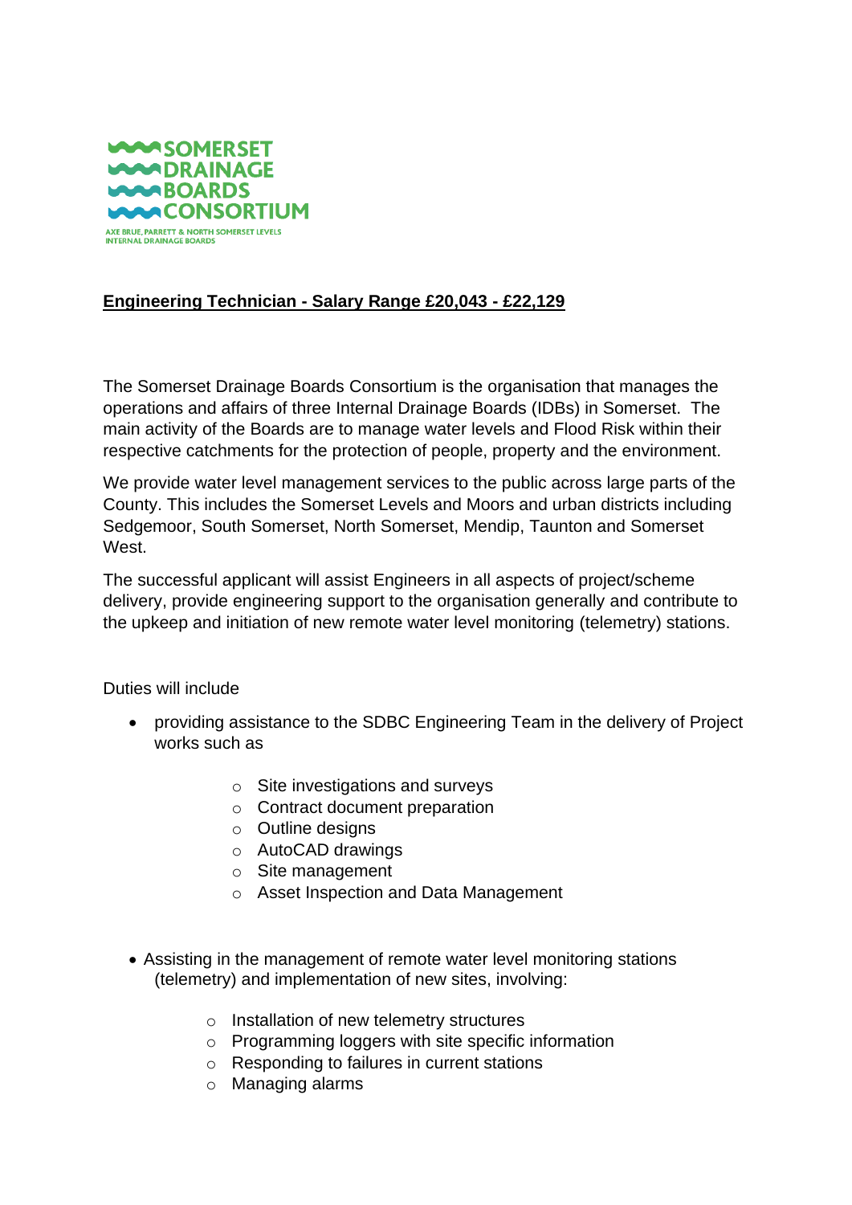SOMERSET DRAINAGE BOARDS CONSORTIUM

AXE BRUE, PARRETT & NORTH SOMERSET LEVELS INTERNAL DRAINAGE BOARDS

**Engineering Technician - Salary Range £20,043 - £22,129**

The Somerset Drainage Boards Consortium is the organisation that manages the operations and affairs of three Internal Drainage Boards (IDBs) in Somerset. The main activity of the Boards are to manage water levels and Flood Risk within their respective catchments for the protection of people, property and the environment.

We provide water level management services to the public across large parts of the County. This includes the Somerset Levels and Moors and urban districts including Sedgemoor, South Somerset, North Somerset, Mendip, Taunton and Somerset West.

The successful applicant will assist Engineers in all aspects of project/scheme delivery, provide engineering support to the organisation generally and contribute to the upkeep and initiation of new remote water level monitoring (telemetry) stations.

Duties will include

- providing assistance to the SDBC Engineering Team in the delivery of Project works such as
  - Site investigations and surveys
  - Contract document preparation
  - Outline designs
  - AutoCAD drawings
  - Site management
  - Asset Inspection and Data Management

- Assisting in the management of remote water level monitoring stations (telemetry) and implementation of new sites, involving:
  - Installation of new telemetry structures
  - Programming loggers with site specific information
  - Responding to failures in current stations
  - Managing alarms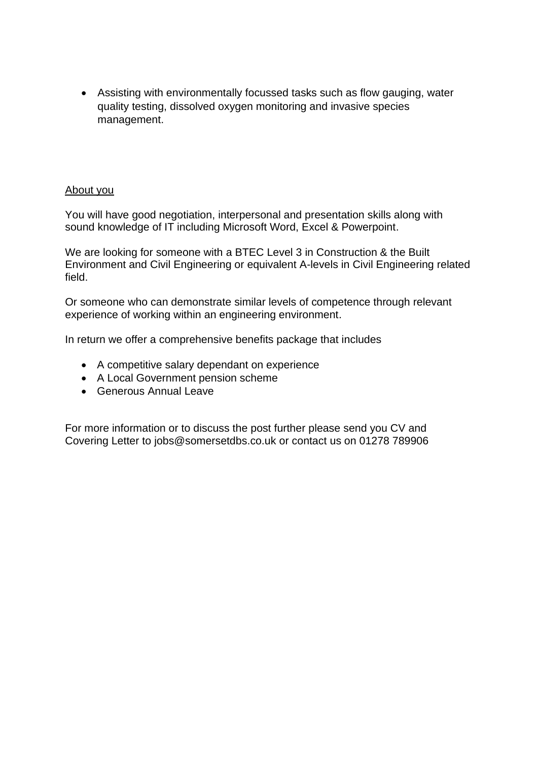- Assisting with environmentally focussed tasks such as flow gauging, water quality testing, dissolved oxygen monitoring and invasive species management.

## About you

You will have good negotiation, interpersonal and presentation skills along with sound knowledge of IT including Microsoft Word, Excel & Powerpoint.

We are looking for someone with a BTEC Level 3 in Construction & the Built Environment and Civil Engineering or equivalent A-levels in Civil Engineering related field.

Or someone who can demonstrate similar levels of competence through relevant experience of working within an engineering environment.

In return we offer a comprehensive benefits package that includes

- A competitive salary dependant on experience
- A Local Government pension scheme
- Generous Annual Leave

For more information or to discuss the post further please send you CV and Covering Letter to jobs@somersetdbs.co.uk or contact us on 01278 789906